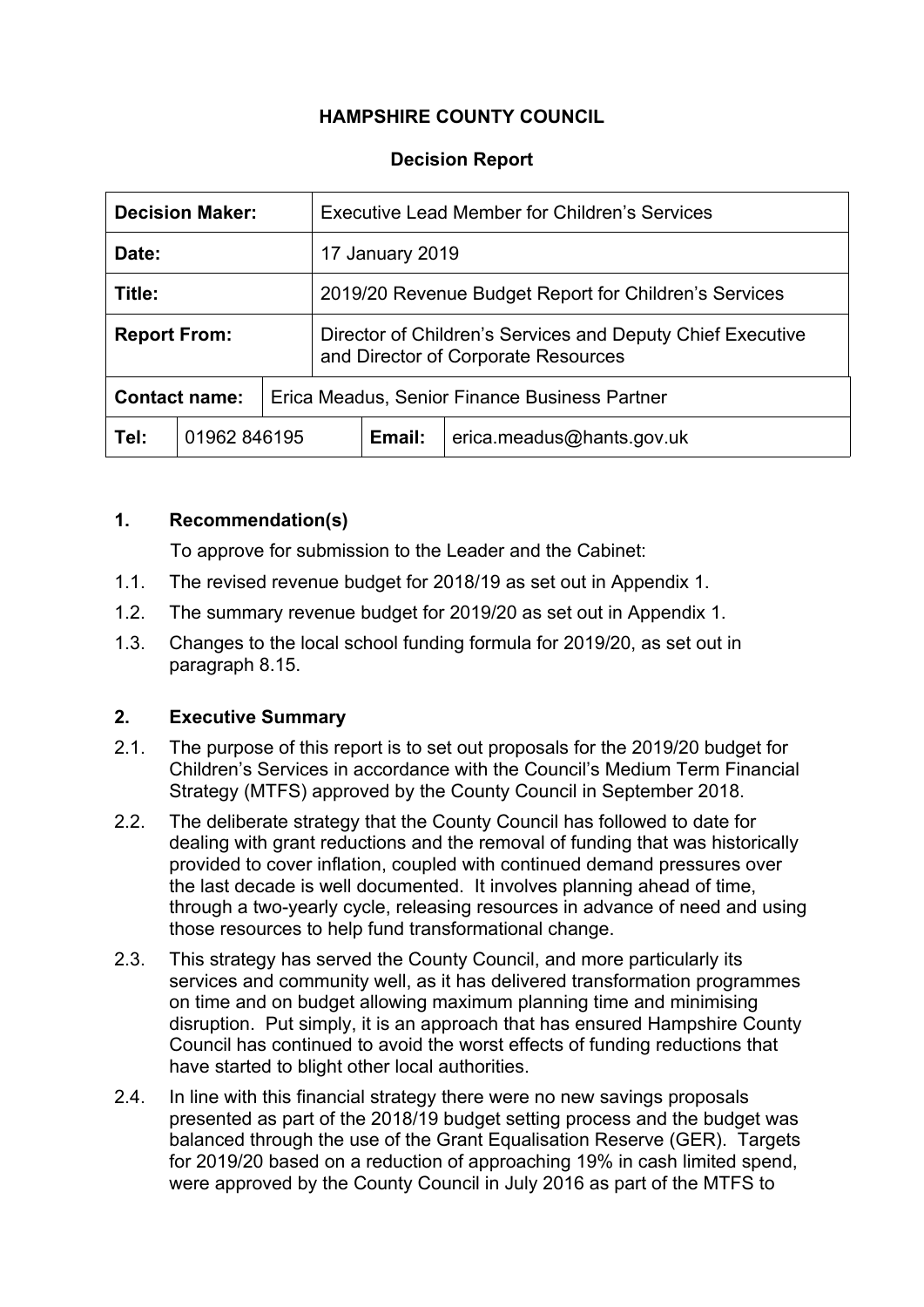# HAMPSHIRE COUNTY COUNCIL

## Decision Report

| **Decision Maker:** | | Executive Lead Member for Children's Services | |
|---|---|---|---|
| **Date:** | | 17 January 2019 | |
| **Title:** | | 2019/20 Revenue Budget Report for Children's Services | |
| **Report From:** | | Director of Children's Services and Deputy Chief Executive and Director of Corporate Resources | |
| **Contact name:** | Erica Meadus, Senior Finance Business Partner | | |
| **Tel:** | 01962 846195 | **Email:** | erica.meadus@hants.gov.uk |

### 1. Recommendation(s)

To approve for submission to the Leader and the Cabinet:

1.1. The revised revenue budget for 2018/19 as set out in Appendix 1.

1.2. The summary revenue budget for 2019/20 as set out in Appendix 1.

1.3. Changes to the local school funding formula for 2019/20, as set out in paragraph 8.15.

### 2. Executive Summary

2.1. The purpose of this report is to set out proposals for the 2019/20 budget for Children's Services in accordance with the Council's Medium Term Financial Strategy (MTFS) approved by the County Council in September 2018.

2.2. The deliberate strategy that the County Council has followed to date for dealing with grant reductions and the removal of funding that was historically provided to cover inflation, coupled with continued demand pressures over the last decade is well documented. It involves planning ahead of time, through a two-yearly cycle, releasing resources in advance of need and using those resources to help fund transformational change.

2.3. This strategy has served the County Council, and more particularly its services and community well, as it has delivered transformation programmes on time and on budget allowing maximum planning time and minimising disruption. Put simply, it is an approach that has ensured Hampshire County Council has continued to avoid the worst effects of funding reductions that have started to blight other local authorities.

2.4. In line with this financial strategy there were no new savings proposals presented as part of the 2018/19 budget setting process and the budget was balanced through the use of the Grant Equalisation Reserve (GER). Targets for 2019/20 based on a reduction of approaching 19% in cash limited spend, were approved by the County Council in July 2016 as part of the MTFS to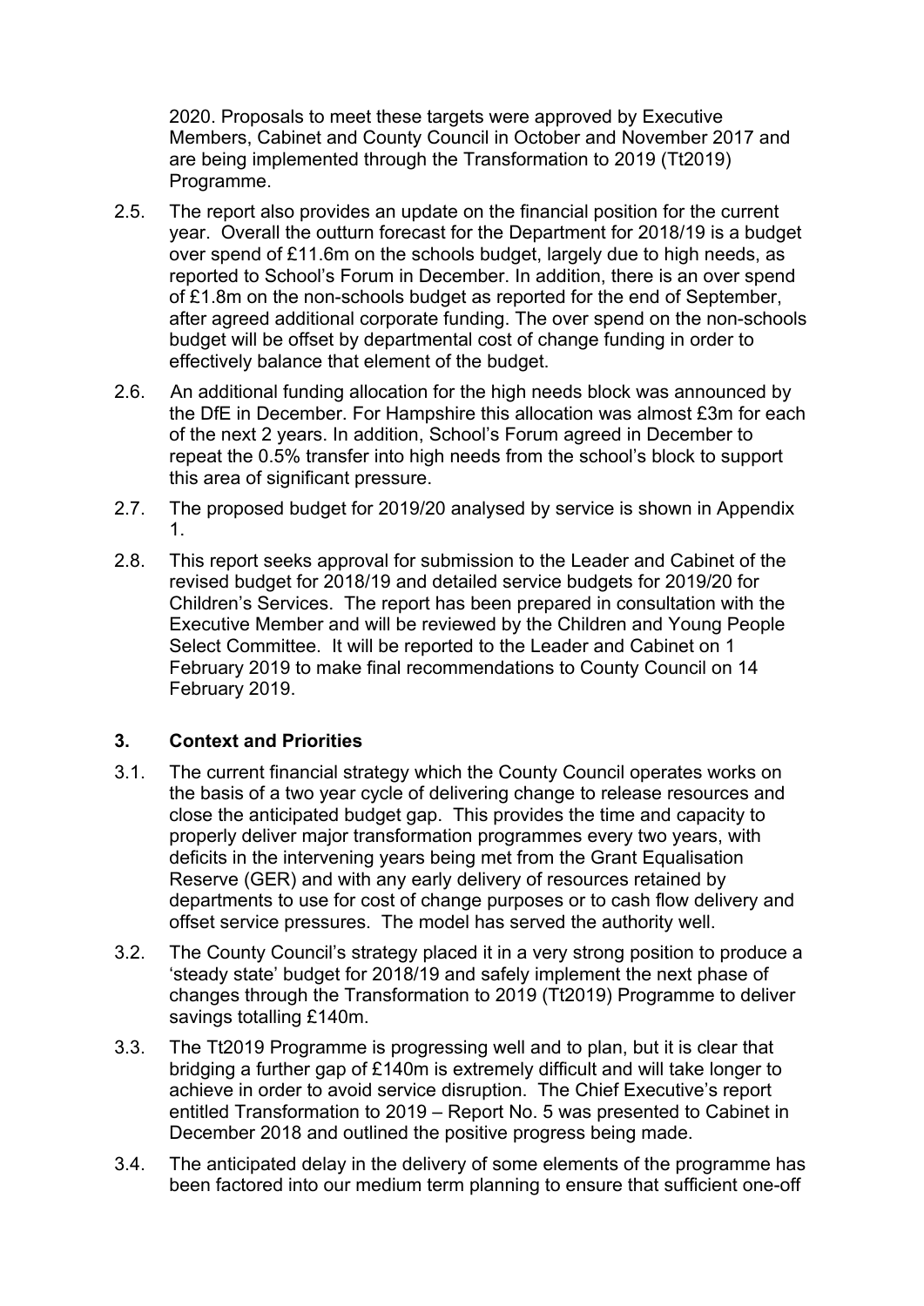2020. Proposals to meet these targets were approved by Executive Members, Cabinet and County Council in October and November 2017 and are being implemented through the Transformation to 2019 (Tt2019) Programme.

2.5. The report also provides an update on the financial position for the current year. Overall the outturn forecast for the Department for 2018/19 is a budget over spend of £11.6m on the schools budget, largely due to high needs, as reported to School's Forum in December. In addition, there is an over spend of £1.8m on the non-schools budget as reported for the end of September, after agreed additional corporate funding. The over spend on the non-schools budget will be offset by departmental cost of change funding in order to effectively balance that element of the budget.

2.6. An additional funding allocation for the high needs block was announced by the DfE in December. For Hampshire this allocation was almost £3m for each of the next 2 years. In addition, School's Forum agreed in December to repeat the 0.5% transfer into high needs from the school's block to support this area of significant pressure.

2.7. The proposed budget for 2019/20 analysed by service is shown in Appendix 1.

2.8. This report seeks approval for submission to the Leader and Cabinet of the revised budget for 2018/19 and detailed service budgets for 2019/20 for Children's Services. The report has been prepared in consultation with the Executive Member and will be reviewed by the Children and Young People Select Committee. It will be reported to the Leader and Cabinet on 1 February 2019 to make final recommendations to County Council on 14 February 2019.

## 3. Context and Priorities

3.1. The current financial strategy which the County Council operates works on the basis of a two year cycle of delivering change to release resources and close the anticipated budget gap. This provides the time and capacity to properly deliver major transformation programmes every two years, with deficits in the intervening years being met from the Grant Equalisation Reserve (GER) and with any early delivery of resources retained by departments to use for cost of change purposes or to cash flow delivery and offset service pressures. The model has served the authority well.

3.2. The County Council's strategy placed it in a very strong position to produce a 'steady state' budget for 2018/19 and safely implement the next phase of changes through the Transformation to 2019 (Tt2019) Programme to deliver savings totalling £140m.

3.3. The Tt2019 Programme is progressing well and to plan, but it is clear that bridging a further gap of £140m is extremely difficult and will take longer to achieve in order to avoid service disruption. The Chief Executive's report entitled Transformation to 2019 – Report No. 5 was presented to Cabinet in December 2018 and outlined the positive progress being made.

3.4. The anticipated delay in the delivery of some elements of the programme has been factored into our medium term planning to ensure that sufficient one-off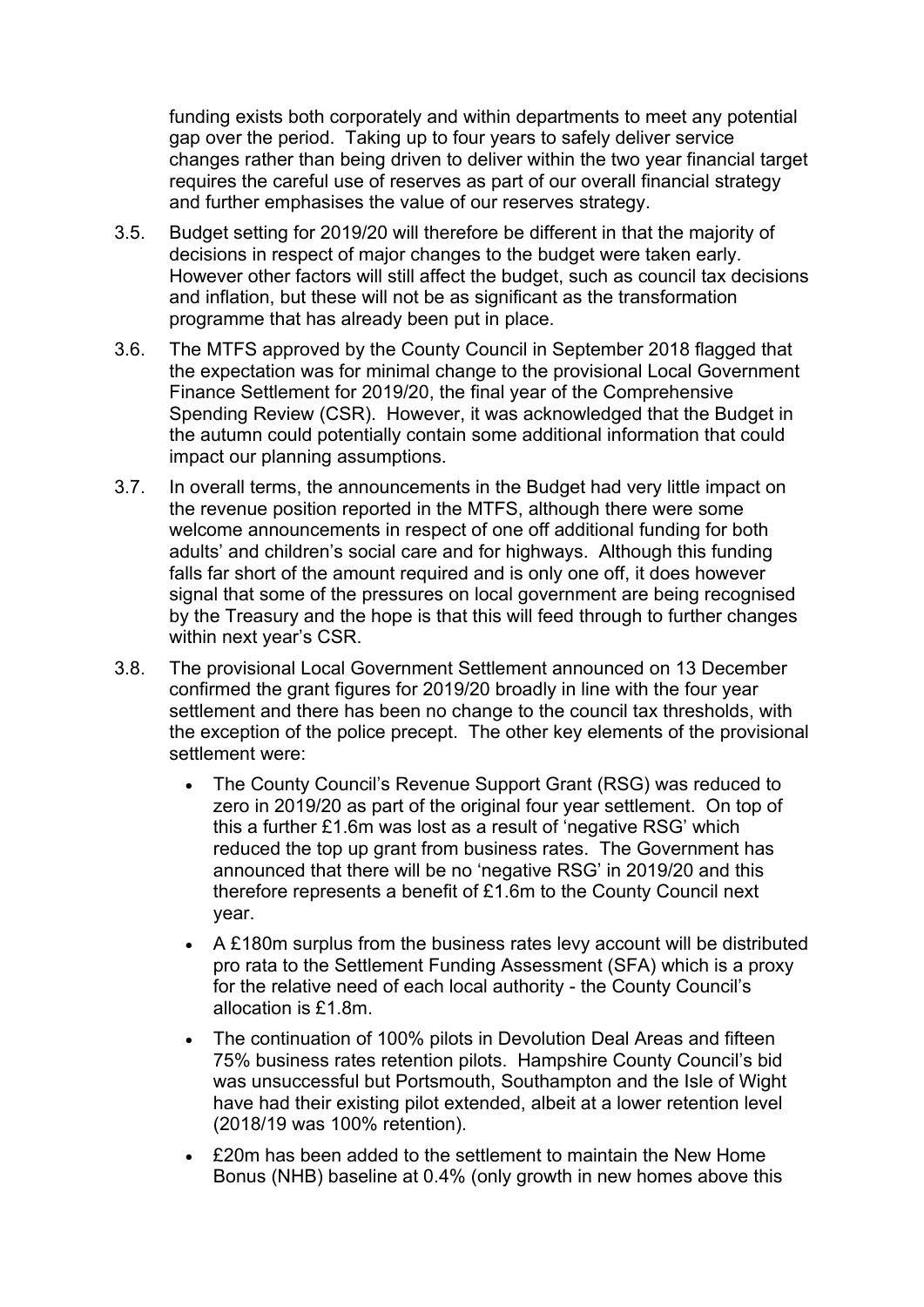funding exists both corporately and within departments to meet any potential gap over the period. Taking up to four years to safely deliver service changes rather than being driven to deliver within the two year financial target requires the careful use of reserves as part of our overall financial strategy and further emphasises the value of our reserves strategy.

3.5. Budget setting for 2019/20 will therefore be different in that the majority of decisions in respect of major changes to the budget were taken early. However other factors will still affect the budget, such as council tax decisions and inflation, but these will not be as significant as the transformation programme that has already been put in place.

3.6. The MTFS approved by the County Council in September 2018 flagged that the expectation was for minimal change to the provisional Local Government Finance Settlement for 2019/20, the final year of the Comprehensive Spending Review (CSR). However, it was acknowledged that the Budget in the autumn could potentially contain some additional information that could impact our planning assumptions.

3.7. In overall terms, the announcements in the Budget had very little impact on the revenue position reported in the MTFS, although there were some welcome announcements in respect of one off additional funding for both adults' and children's social care and for highways. Although this funding falls far short of the amount required and is only one off, it does however signal that some of the pressures on local government are being recognised by the Treasury and the hope is that this will feed through to further changes within next year's CSR.

3.8. The provisional Local Government Settlement announced on 13 December confirmed the grant figures for 2019/20 broadly in line with the four year settlement and there has been no change to the council tax thresholds, with the exception of the police precept. The other key elements of the provisional settlement were:

- The County Council's Revenue Support Grant (RSG) was reduced to zero in 2019/20 as part of the original four year settlement. On top of this a further £1.6m was lost as a result of 'negative RSG' which reduced the top up grant from business rates. The Government has announced that there will be no 'negative RSG' in 2019/20 and this therefore represents a benefit of £1.6m to the County Council next year.
- A £180m surplus from the business rates levy account will be distributed pro rata to the Settlement Funding Assessment (SFA) which is a proxy for the relative need of each local authority - the County Council's allocation is £1.8m.
- The continuation of 100% pilots in Devolution Deal Areas and fifteen 75% business rates retention pilots. Hampshire County Council's bid was unsuccessful but Portsmouth, Southampton and the Isle of Wight have had their existing pilot extended, albeit at a lower retention level (2018/19 was 100% retention).
- £20m has been added to the settlement to maintain the New Home Bonus (NHB) baseline at 0.4% (only growth in new homes above this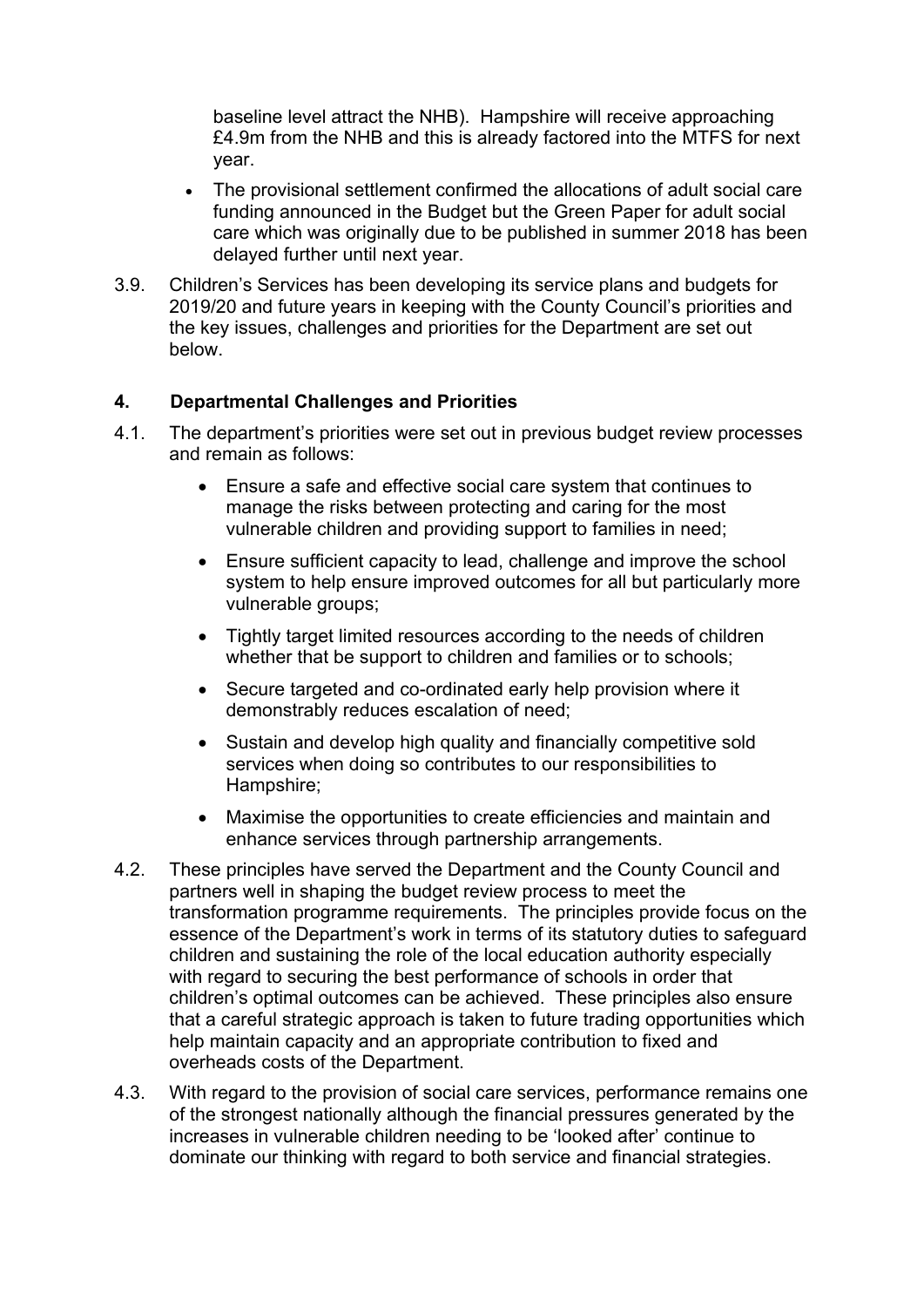baseline level attract the NHB). Hampshire will receive approaching £4.9m from the NHB and this is already factored into the MTFS for next year.

- The provisional settlement confirmed the allocations of adult social care funding announced in the Budget but the Green Paper for adult social care which was originally due to be published in summer 2018 has been delayed further until next year.

3.9. Children's Services has been developing its service plans and budgets for 2019/20 and future years in keeping with the County Council's priorities and the key issues, challenges and priorities for the Department are set out below.

## 4. Departmental Challenges and Priorities

4.1. The department's priorities were set out in previous budget review processes and remain as follows:

- Ensure a safe and effective social care system that continues to manage the risks between protecting and caring for the most vulnerable children and providing support to families in need;
- Ensure sufficient capacity to lead, challenge and improve the school system to help ensure improved outcomes for all but particularly more vulnerable groups;
- Tightly target limited resources according to the needs of children whether that be support to children and families or to schools;
- Secure targeted and co-ordinated early help provision where it demonstrably reduces escalation of need;
- Sustain and develop high quality and financially competitive sold services when doing so contributes to our responsibilities to Hampshire;
- Maximise the opportunities to create efficiencies and maintain and enhance services through partnership arrangements.

4.2. These principles have served the Department and the County Council and partners well in shaping the budget review process to meet the transformation programme requirements. The principles provide focus on the essence of the Department's work in terms of its statutory duties to safeguard children and sustaining the role of the local education authority especially with regard to securing the best performance of schools in order that children's optimal outcomes can be achieved. These principles also ensure that a careful strategic approach is taken to future trading opportunities which help maintain capacity and an appropriate contribution to fixed and overheads costs of the Department.

4.3. With regard to the provision of social care services, performance remains one of the strongest nationally although the financial pressures generated by the increases in vulnerable children needing to be 'looked after' continue to dominate our thinking with regard to both service and financial strategies.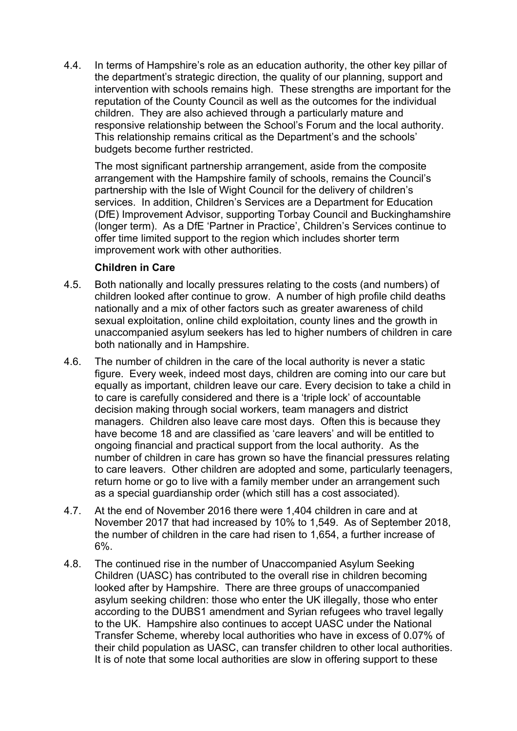4.4. In terms of Hampshire's role as an education authority, the other key pillar of the department's strategic direction, the quality of our planning, support and intervention with schools remains high. These strengths are important for the reputation of the County Council as well as the outcomes for the individual children. They are also achieved through a particularly mature and responsive relationship between the School's Forum and the local authority. This relationship remains critical as the Department's and the schools' budgets become further restricted.

The most significant partnership arrangement, aside from the composite arrangement with the Hampshire family of schools, remains the Council's partnership with the Isle of Wight Council for the delivery of children's services. In addition, Children's Services are a Department for Education (DfE) Improvement Advisor, supporting Torbay Council and Buckinghamshire (longer term). As a DfE 'Partner in Practice', Children's Services continue to offer time limited support to the region which includes shorter term improvement work with other authorities.

**Children in Care**

4.5. Both nationally and locally pressures relating to the costs (and numbers) of children looked after continue to grow. A number of high profile child deaths nationally and a mix of other factors such as greater awareness of child sexual exploitation, online child exploitation, county lines and the growth in unaccompanied asylum seekers has led to higher numbers of children in care both nationally and in Hampshire.

4.6. The number of children in the care of the local authority is never a static figure. Every week, indeed most days, children are coming into our care but equally as important, children leave our care. Every decision to take a child in to care is carefully considered and there is a 'triple lock' of accountable decision making through social workers, team managers and district managers. Children also leave care most days. Often this is because they have become 18 and are classified as 'care leavers' and will be entitled to ongoing financial and practical support from the local authority. As the number of children in care has grown so have the financial pressures relating to care leavers. Other children are adopted and some, particularly teenagers, return home or go to live with a family member under an arrangement such as a special guardianship order (which still has a cost associated).

4.7. At the end of November 2016 there were 1,404 children in care and at November 2017 that had increased by 10% to 1,549. As of September 2018, the number of children in the care had risen to 1,654, a further increase of 6%.

4.8. The continued rise in the number of Unaccompanied Asylum Seeking Children (UASC) has contributed to the overall rise in children becoming looked after by Hampshire. There are three groups of unaccompanied asylum seeking children: those who enter the UK illegally, those who enter according to the DUBS1 amendment and Syrian refugees who travel legally to the UK. Hampshire also continues to accept UASC under the National Transfer Scheme, whereby local authorities who have in excess of 0.07% of their child population as UASC, can transfer children to other local authorities. It is of note that some local authorities are slow in offering support to these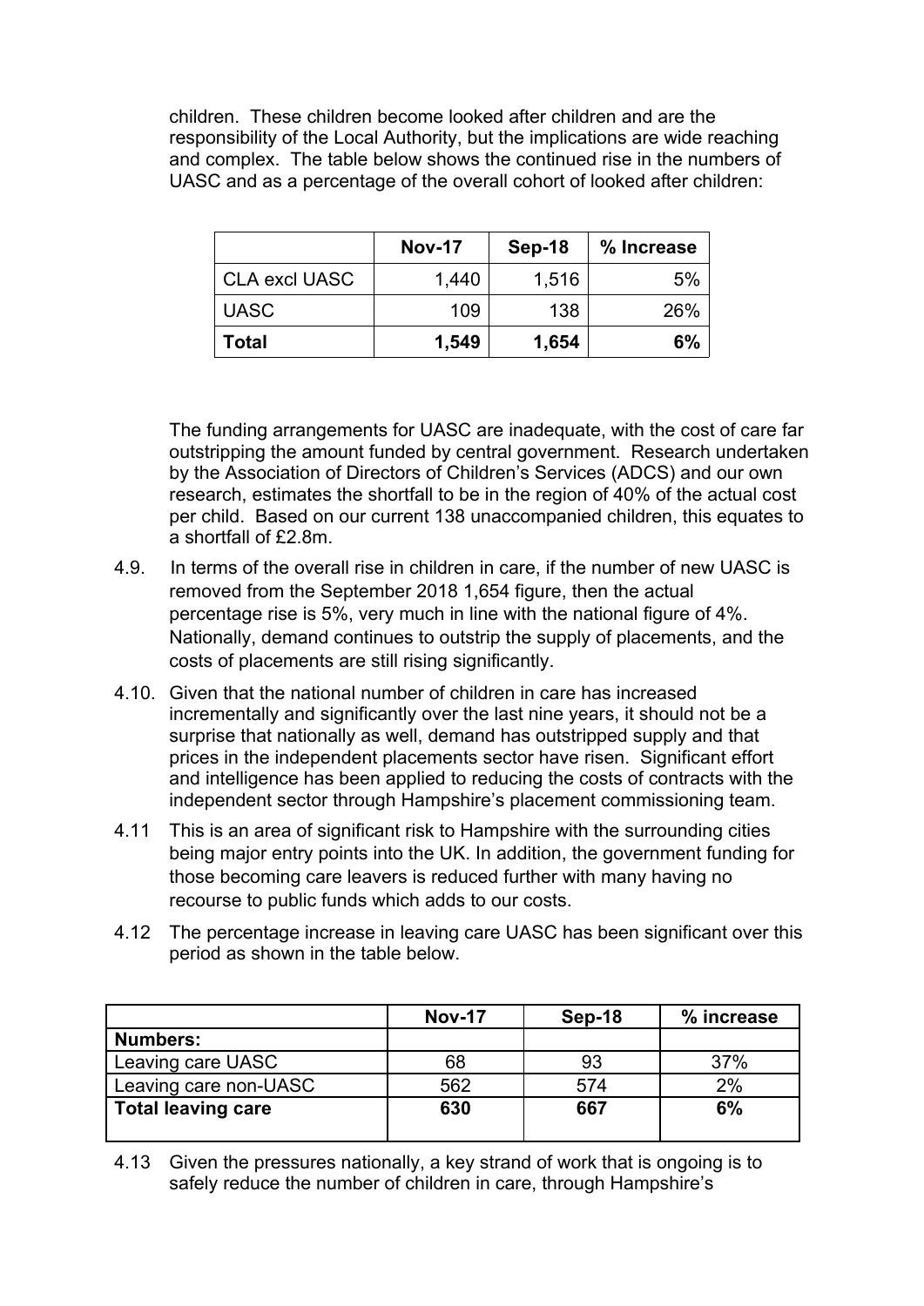children. These children become looked after children and are the responsibility of the Local Authority, but the implications are wide reaching and complex. The table below shows the continued rise in the numbers of UASC and as a percentage of the overall cohort of looked after children:

| | Nov-17 | Sep-18 | % Increase |
|---|---|---|---|
| CLA excl UASC | 1,440 | 1,516 | 5% |
| UASC | 109 | 138 | 26% |
| **Total** | **1,549** | **1,654** | **6%** |

The funding arrangements for UASC are inadequate, with the cost of care far outstripping the amount funded by central government. Research undertaken by the Association of Directors of Children's Services (ADCS) and our own research, estimates the shortfall to be in the region of 40% of the actual cost per child. Based on our current 138 unaccompanied children, this equates to a shortfall of £2.8m.

4.9. In terms of the overall rise in children in care, if the number of new UASC is removed from the September 2018 1,654 figure, then the actual percentage rise is 5%, very much in line with the national figure of 4%. Nationally, demand continues to outstrip the supply of placements, and the costs of placements are still rising significantly.

4.10. Given that the national number of children in care has increased incrementally and significantly over the last nine years, it should not be a surprise that nationally as well, demand has outstripped supply and that prices in the independent placements sector have risen. Significant effort and intelligence has been applied to reducing the costs of contracts with the independent sector through Hampshire's placement commissioning team.

4.11 This is an area of significant risk to Hampshire with the surrounding cities being major entry points into the UK. In addition, the government funding for those becoming care leavers is reduced further with many having no recourse to public funds which adds to our costs.

4.12 The percentage increase in leaving care UASC has been significant over this period as shown in the table below.

| | Nov-17 | Sep-18 | % increase |
|---|---|---|---|
| **Numbers:** | | | |
| Leaving care UASC | 68 | 93 | 37% |
| Leaving care non-UASC | 562 | 574 | 2% |
| **Total leaving care** | **630** | **667** | **6%** |

4.13 Given the pressures nationally, a key strand of work that is ongoing is to safely reduce the number of children in care, through Hampshire's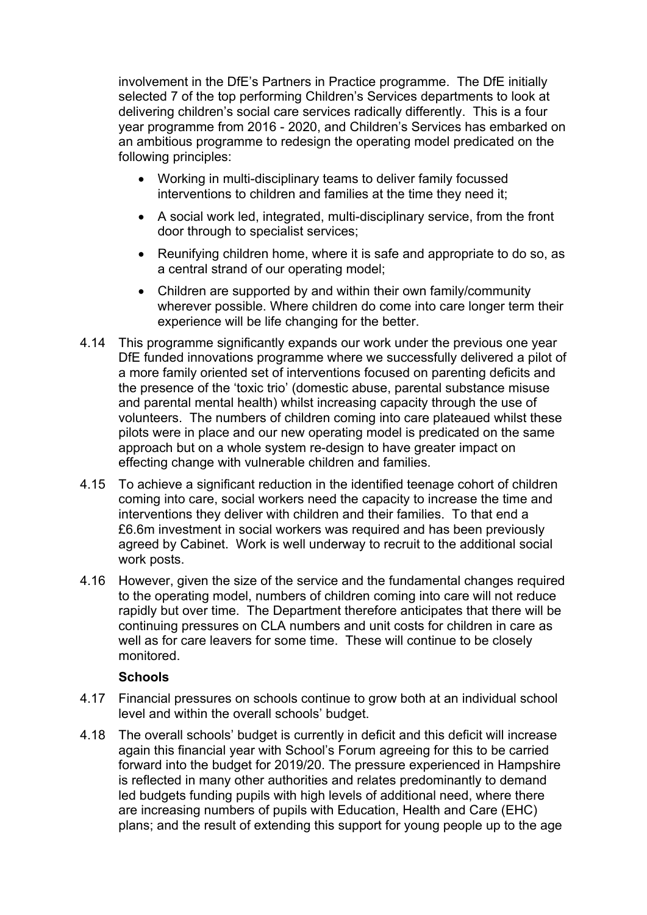involvement in the DfE's Partners in Practice programme. The DfE initially selected 7 of the top performing Children's Services departments to look at delivering children's social care services radically differently. This is a four year programme from 2016 - 2020, and Children's Services has embarked on an ambitious programme to redesign the operating model predicated on the following principles:

- Working in multi-disciplinary teams to deliver family focussed interventions to children and families at the time they need it;
- A social work led, integrated, multi-disciplinary service, from the front door through to specialist services;
- Reunifying children home, where it is safe and appropriate to do so, as a central strand of our operating model;
- Children are supported by and within their own family/community wherever possible. Where children do come into care longer term their experience will be life changing for the better.

4.14 This programme significantly expands our work under the previous one year DfE funded innovations programme where we successfully delivered a pilot of a more family oriented set of interventions focused on parenting deficits and the presence of the 'toxic trio' (domestic abuse, parental substance misuse and parental mental health) whilst increasing capacity through the use of volunteers. The numbers of children coming into care plateaued whilst these pilots were in place and our new operating model is predicated on the same approach but on a whole system re-design to have greater impact on effecting change with vulnerable children and families.

4.15 To achieve a significant reduction in the identified teenage cohort of children coming into care, social workers need the capacity to increase the time and interventions they deliver with children and their families. To that end a £6.6m investment in social workers was required and has been previously agreed by Cabinet. Work is well underway to recruit to the additional social work posts.

4.16 However, given the size of the service and the fundamental changes required to the operating model, numbers of children coming into care will not reduce rapidly but over time. The Department therefore anticipates that there will be continuing pressures on CLA numbers and unit costs for children in care as well as for care leavers for some time. These will continue to be closely monitored.

**Schools**

4.17 Financial pressures on schools continue to grow both at an individual school level and within the overall schools' budget.

4.18 The overall schools' budget is currently in deficit and this deficit will increase again this financial year with School's Forum agreeing for this to be carried forward into the budget for 2019/20. The pressure experienced in Hampshire is reflected in many other authorities and relates predominantly to demand led budgets funding pupils with high levels of additional need, where there are increasing numbers of pupils with Education, Health and Care (EHC) plans; and the result of extending this support for young people up to the age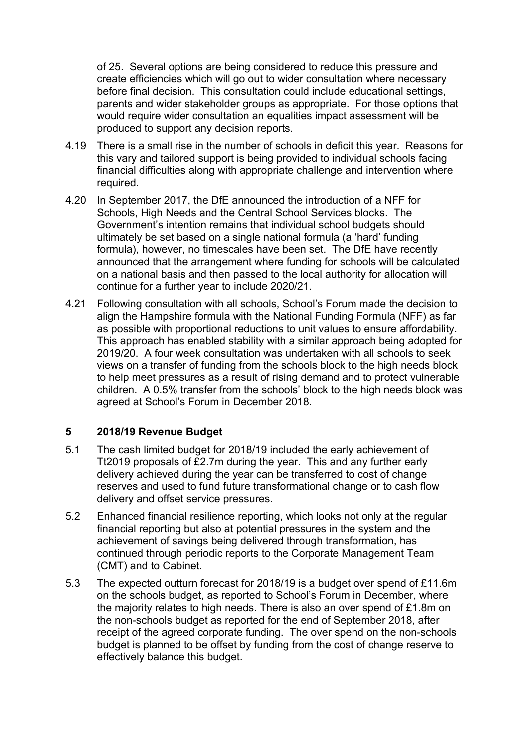of 25. Several options are being considered to reduce this pressure and create efficiencies which will go out to wider consultation where necessary before final decision. This consultation could include educational settings, parents and wider stakeholder groups as appropriate. For those options that would require wider consultation an equalities impact assessment will be produced to support any decision reports.

4.19 There is a small rise in the number of schools in deficit this year. Reasons for this vary and tailored support is being provided to individual schools facing financial difficulties along with appropriate challenge and intervention where required.

4.20 In September 2017, the DfE announced the introduction of a NFF for Schools, High Needs and the Central School Services blocks. The Government's intention remains that individual school budgets should ultimately be set based on a single national formula (a 'hard' funding formula), however, no timescales have been set. The DfE have recently announced that the arrangement where funding for schools will be calculated on a national basis and then passed to the local authority for allocation will continue for a further year to include 2020/21.

4.21 Following consultation with all schools, School's Forum made the decision to align the Hampshire formula with the National Funding Formula (NFF) as far as possible with proportional reductions to unit values to ensure affordability. This approach has enabled stability with a similar approach being adopted for 2019/20. A four week consultation was undertaken with all schools to seek views on a transfer of funding from the schools block to the high needs block to help meet pressures as a result of rising demand and to protect vulnerable children. A 0.5% transfer from the schools' block to the high needs block was agreed at School's Forum in December 2018.

## 5 2018/19 Revenue Budget

5.1 The cash limited budget for 2018/19 included the early achievement of Tt2019 proposals of £2.7m during the year. This and any further early delivery achieved during the year can be transferred to cost of change reserves and used to fund future transformational change or to cash flow delivery and offset service pressures.

5.2 Enhanced financial resilience reporting, which looks not only at the regular financial reporting but also at potential pressures in the system and the achievement of savings being delivered through transformation, has continued through periodic reports to the Corporate Management Team (CMT) and to Cabinet.

5.3 The expected outturn forecast for 2018/19 is a budget over spend of £11.6m on the schools budget, as reported to School's Forum in December, where the majority relates to high needs. There is also an over spend of £1.8m on the non-schools budget as reported for the end of September 2018, after receipt of the agreed corporate funding. The over spend on the non-schools budget is planned to be offset by funding from the cost of change reserve to effectively balance this budget.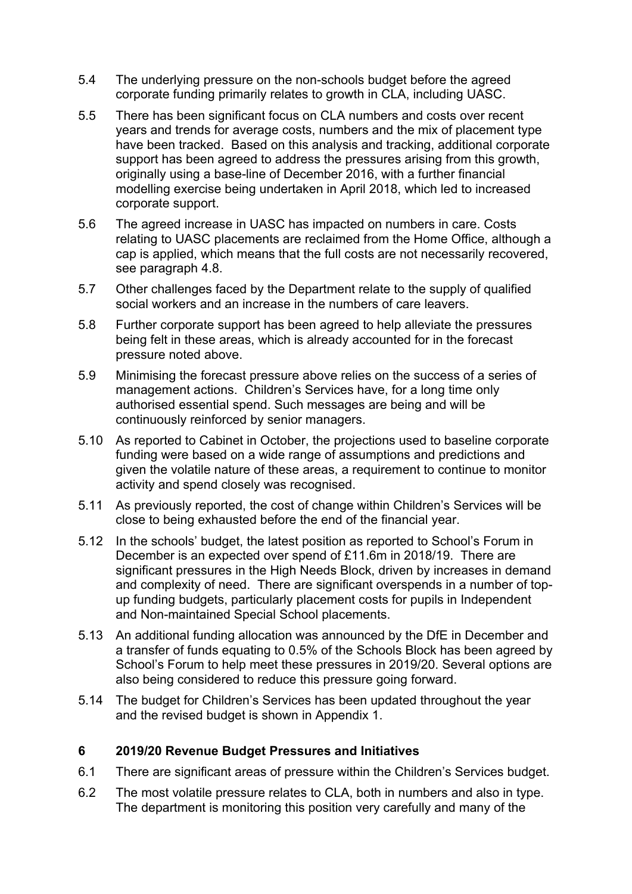5.4 The underlying pressure on the non-schools budget before the agreed corporate funding primarily relates to growth in CLA, including UASC.

5.5 There has been significant focus on CLA numbers and costs over recent years and trends for average costs, numbers and the mix of placement type have been tracked. Based on this analysis and tracking, additional corporate support has been agreed to address the pressures arising from this growth, originally using a base-line of December 2016, with a further financial modelling exercise being undertaken in April 2018, which led to increased corporate support.

5.6 The agreed increase in UASC has impacted on numbers in care. Costs relating to UASC placements are reclaimed from the Home Office, although a cap is applied, which means that the full costs are not necessarily recovered, see paragraph 4.8.

5.7 Other challenges faced by the Department relate to the supply of qualified social workers and an increase in the numbers of care leavers.

5.8 Further corporate support has been agreed to help alleviate the pressures being felt in these areas, which is already accounted for in the forecast pressure noted above.

5.9 Minimising the forecast pressure above relies on the success of a series of management actions. Children's Services have, for a long time only authorised essential spend. Such messages are being and will be continuously reinforced by senior managers.

5.10 As reported to Cabinet in October, the projections used to baseline corporate funding were based on a wide range of assumptions and predictions and given the volatile nature of these areas, a requirement to continue to monitor activity and spend closely was recognised.

5.11 As previously reported, the cost of change within Children's Services will be close to being exhausted before the end of the financial year.

5.12 In the schools' budget, the latest position as reported to School's Forum in December is an expected over spend of £11.6m in 2018/19. There are significant pressures in the High Needs Block, driven by increases in demand and complexity of need. There are significant overspends in a number of top-up funding budgets, particularly placement costs for pupils in Independent and Non-maintained Special School placements.

5.13 An additional funding allocation was announced by the DfE in December and a transfer of funds equating to 0.5% of the Schools Block has been agreed by School's Forum to help meet these pressures in 2019/20. Several options are also being considered to reduce this pressure going forward.

5.14 The budget for Children's Services has been updated throughout the year and the revised budget is shown in Appendix 1.

## 6 2019/20 Revenue Budget Pressures and Initiatives

6.1 There are significant areas of pressure within the Children's Services budget.

6.2 The most volatile pressure relates to CLA, both in numbers and also in type. The department is monitoring this position very carefully and many of the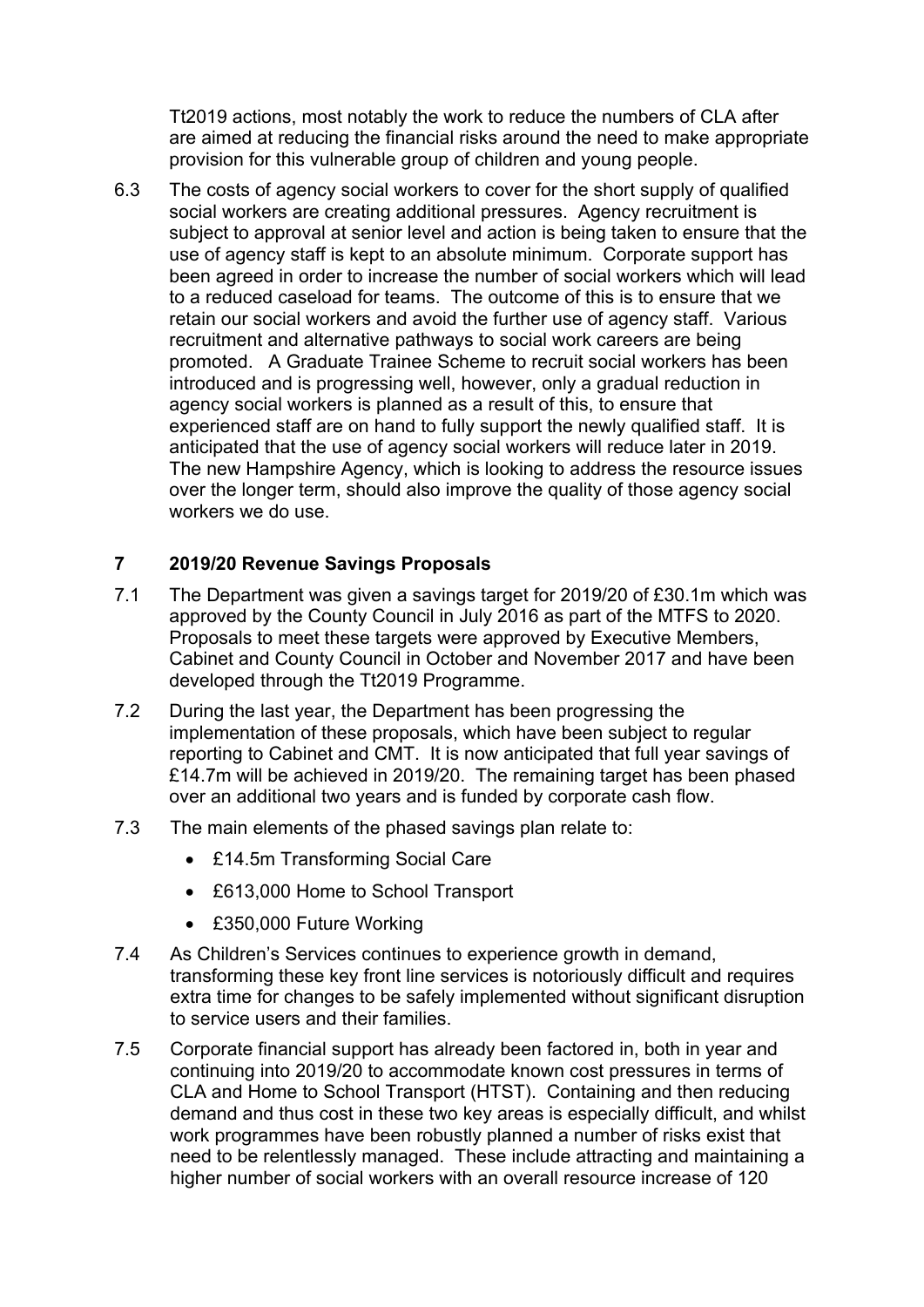Tt2019 actions, most notably the work to reduce the numbers of CLA after are aimed at reducing the financial risks around the need to make appropriate provision for this vulnerable group of children and young people.

6.3 The costs of agency social workers to cover for the short supply of qualified social workers are creating additional pressures. Agency recruitment is subject to approval at senior level and action is being taken to ensure that the use of agency staff is kept to an absolute minimum. Corporate support has been agreed in order to increase the number of social workers which will lead to a reduced caseload for teams. The outcome of this is to ensure that we retain our social workers and avoid the further use of agency staff. Various recruitment and alternative pathways to social work careers are being promoted. A Graduate Trainee Scheme to recruit social workers has been introduced and is progressing well, however, only a gradual reduction in agency social workers is planned as a result of this, to ensure that experienced staff are on hand to fully support the newly qualified staff. It is anticipated that the use of agency social workers will reduce later in 2019. The new Hampshire Agency, which is looking to address the resource issues over the longer term, should also improve the quality of those agency social workers we do use.

## 7 2019/20 Revenue Savings Proposals

7.1 The Department was given a savings target for 2019/20 of £30.1m which was approved by the County Council in July 2016 as part of the MTFS to 2020. Proposals to meet these targets were approved by Executive Members, Cabinet and County Council in October and November 2017 and have been developed through the Tt2019 Programme.

7.2 During the last year, the Department has been progressing the implementation of these proposals, which have been subject to regular reporting to Cabinet and CMT. It is now anticipated that full year savings of £14.7m will be achieved in 2019/20. The remaining target has been phased over an additional two years and is funded by corporate cash flow.

7.3 The main elements of the phased savings plan relate to:

- £14.5m Transforming Social Care
- £613,000 Home to School Transport
- £350,000 Future Working

7.4 As Children's Services continues to experience growth in demand, transforming these key front line services is notoriously difficult and requires extra time for changes to be safely implemented without significant disruption to service users and their families.

7.5 Corporate financial support has already been factored in, both in year and continuing into 2019/20 to accommodate known cost pressures in terms of CLA and Home to School Transport (HTST). Containing and then reducing demand and thus cost in these two key areas is especially difficult, and whilst work programmes have been robustly planned a number of risks exist that need to be relentlessly managed. These include attracting and maintaining a higher number of social workers with an overall resource increase of 120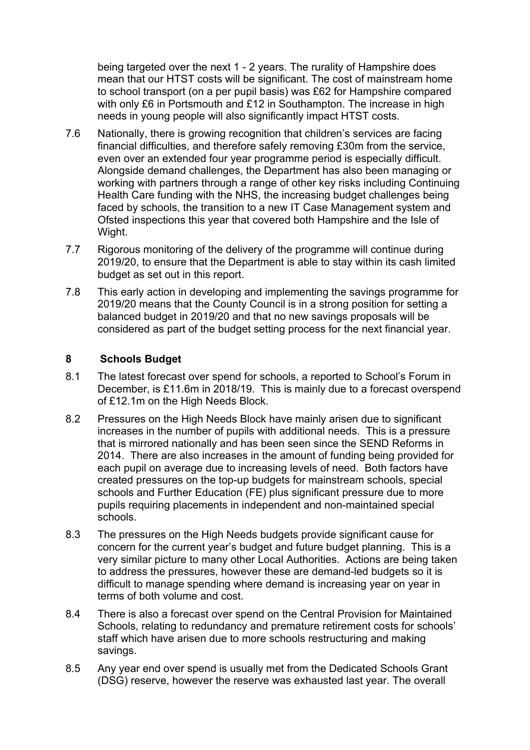being targeted over the next 1 - 2 years. The rurality of Hampshire does mean that our HTST costs will be significant. The cost of mainstream home to school transport (on a per pupil basis) was £62 for Hampshire compared with only £6 in Portsmouth and £12 in Southampton. The increase in high needs in young people will also significantly impact HTST costs.

7.6 Nationally, there is growing recognition that children's services are facing financial difficulties, and therefore safely removing £30m from the service, even over an extended four year programme period is especially difficult. Alongside demand challenges, the Department has also been managing or working with partners through a range of other key risks including Continuing Health Care funding with the NHS, the increasing budget challenges being faced by schools, the transition to a new IT Case Management system and Ofsted inspections this year that covered both Hampshire and the Isle of Wight.

7.7 Rigorous monitoring of the delivery of the programme will continue during 2019/20, to ensure that the Department is able to stay within its cash limited budget as set out in this report.

7.8 This early action in developing and implementing the savings programme for 2019/20 means that the County Council is in a strong position for setting a balanced budget in 2019/20 and that no new savings proposals will be considered as part of the budget setting process for the next financial year.

## 8 Schools Budget

8.1 The latest forecast over spend for schools, a reported to School's Forum in December, is £11.6m in 2018/19. This is mainly due to a forecast overspend of £12.1m on the High Needs Block.

8.2 Pressures on the High Needs Block have mainly arisen due to significant increases in the number of pupils with additional needs. This is a pressure that is mirrored nationally and has been seen since the SEND Reforms in 2014. There are also increases in the amount of funding being provided for each pupil on average due to increasing levels of need. Both factors have created pressures on the top-up budgets for mainstream schools, special schools and Further Education (FE) plus significant pressure due to more pupils requiring placements in independent and non-maintained special schools.

8.3 The pressures on the High Needs budgets provide significant cause for concern for the current year's budget and future budget planning. This is a very similar picture to many other Local Authorities. Actions are being taken to address the pressures, however these are demand-led budgets so it is difficult to manage spending where demand is increasing year on year in terms of both volume and cost.

8.4 There is also a forecast over spend on the Central Provision for Maintained Schools, relating to redundancy and premature retirement costs for schools' staff which have arisen due to more schools restructuring and making savings.

8.5 Any year end over spend is usually met from the Dedicated Schools Grant (DSG) reserve, however the reserve was exhausted last year. The overall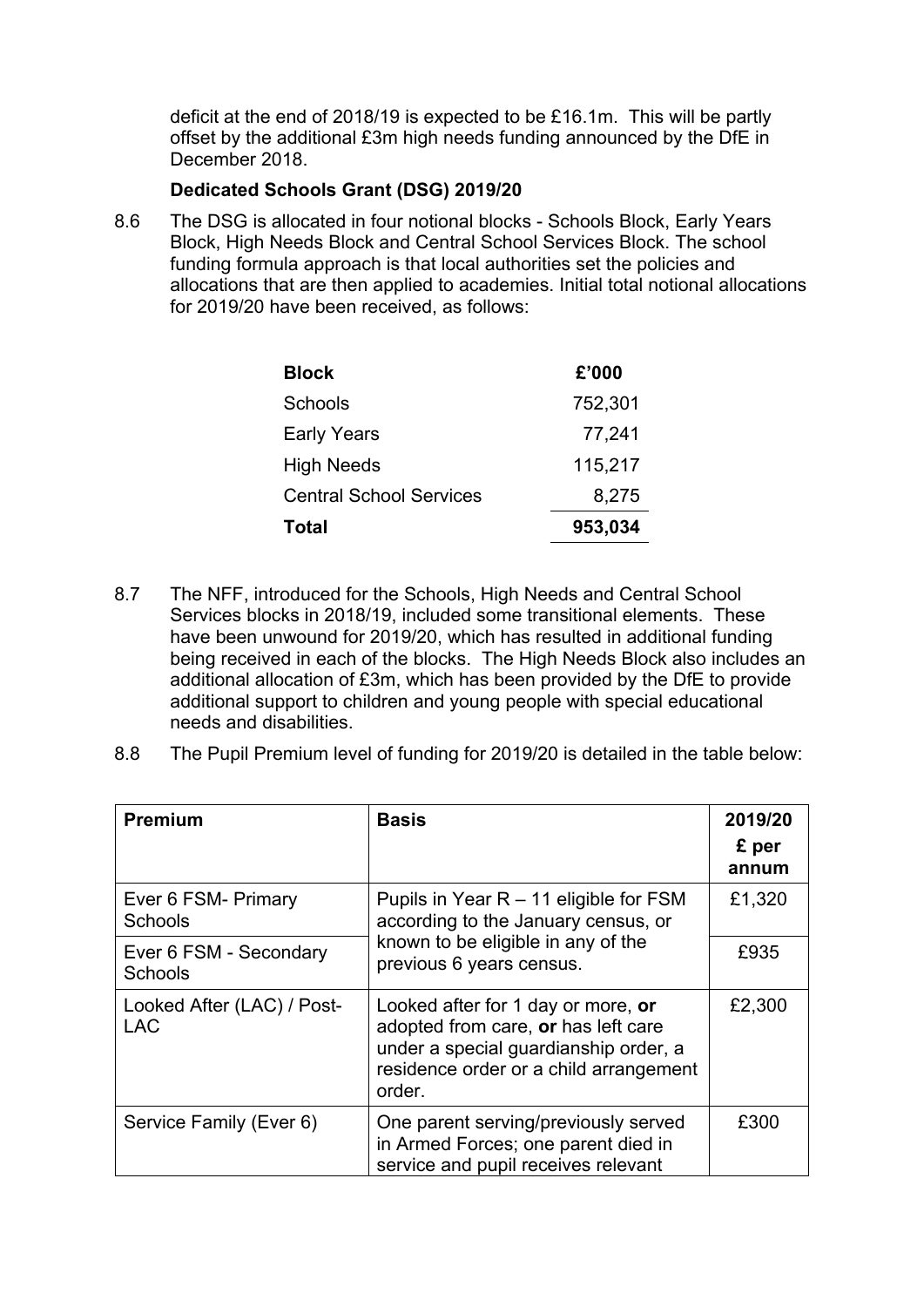deficit at the end of 2018/19 is expected to be £16.1m. This will be partly offset by the additional £3m high needs funding announced by the DfE in December 2018.

**Dedicated Schools Grant (DSG) 2019/20**

8.6 The DSG is allocated in four notional blocks - Schools Block, Early Years Block, High Needs Block and Central School Services Block. The school funding formula approach is that local authorities set the policies and allocations that are then applied to academies. Initial total notional allocations for 2019/20 have been received, as follows:

| Block | £'000 |
|---|---|
| Schools | 752,301 |
| Early Years | 77,241 |
| High Needs | 115,217 |
| Central School Services | 8,275 |
| **Total** | **953,034** |

8.7 The NFF, introduced for the Schools, High Needs and Central School Services blocks in 2018/19, included some transitional elements. These have been unwound for 2019/20, which has resulted in additional funding being received in each of the blocks. The High Needs Block also includes an additional allocation of £3m, which has been provided by the DfE to provide additional support to children and young people with special educational needs and disabilities.

8.8 The Pupil Premium level of funding for 2019/20 is detailed in the table below:

| Premium | Basis | 2019/20 £ per annum |
|---|---|---|
| Ever 6 FSM- Primary Schools | Pupils in Year R – 11 eligible for FSM according to the January census, or known to be eligible in any of the previous 6 years census. | £1,320 |
| Ever 6 FSM - Secondary Schools | | £935 |
| Looked After (LAC) / Post-LAC | Looked after for 1 day or more, **or** adopted from care, **or** has left care under a special guardianship order, a residence order or a child arrangement order. | £2,300 |
| Service Family (Ever 6) | One parent serving/previously served in Armed Forces; one parent died in service and pupil receives relevant | £300 |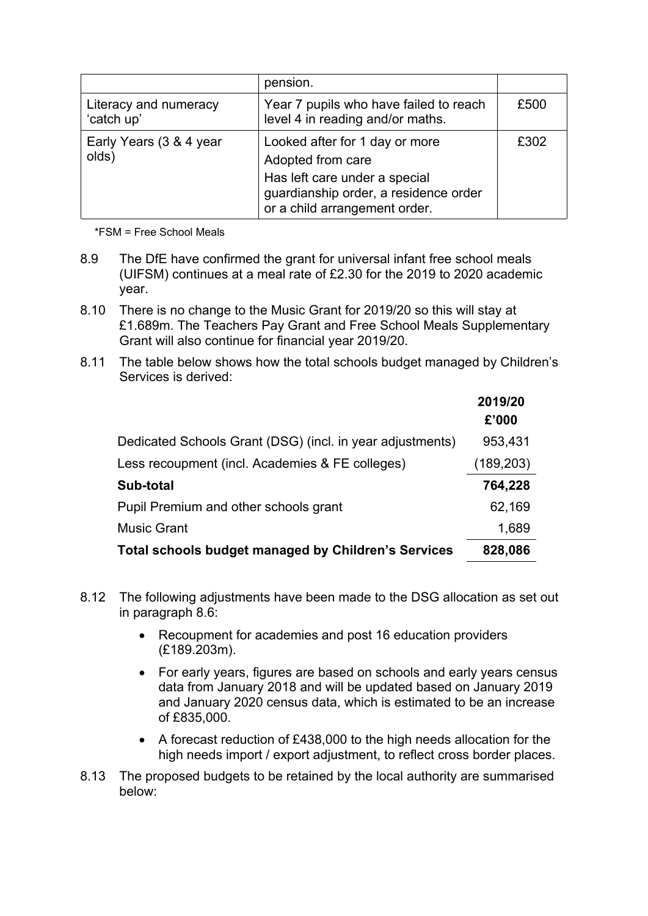|  | pension. |  |
|---|---|---|
| Literacy and numeracy 'catch up' | Year 7 pupils who have failed to reach level 4 in reading and/or maths. | £500 |
| Early Years (3 & 4 year olds) | Looked after for 1 day or more<br>Adopted from care<br>Has left care under a special guardianship order, a residence order or a child arrangement order. | £302 |

*FSM = Free School Meals

8.9 The DfE have confirmed the grant for universal infant free school meals (UIFSM) continues at a meal rate of £2.30 for the 2019 to 2020 academic year.

8.10 There is no change to the Music Grant for 2019/20 so this will stay at £1.689m. The Teachers Pay Grant and Free School Meals Supplementary Grant will also continue for financial year 2019/20.

8.11 The table below shows how the total schools budget managed by Children's Services is derived:

|  | **2019/20 £'000** |
|---|---|
| Dedicated Schools Grant (DSG) (incl. in year adjustments) | 953,431 |
| Less recoupment (incl. Academies & FE colleges) | (189,203) |
| **Sub-total** | **764,228** |
| Pupil Premium and other schools grant | 62,169 |
| Music Grant | 1,689 |
| **Total schools budget managed by Children's Services** | **828,086** |

8.12 The following adjustments have been made to the DSG allocation as set out in paragraph 8.6:

- Recoupment for academies and post 16 education providers (£189.203m).
- For early years, figures are based on schools and early years census data from January 2018 and will be updated based on January 2019 and January 2020 census data, which is estimated to be an increase of £835,000.
- A forecast reduction of £438,000 to the high needs allocation for the high needs import / export adjustment, to reflect cross border places.

8.13 The proposed budgets to be retained by the local authority are summarised below: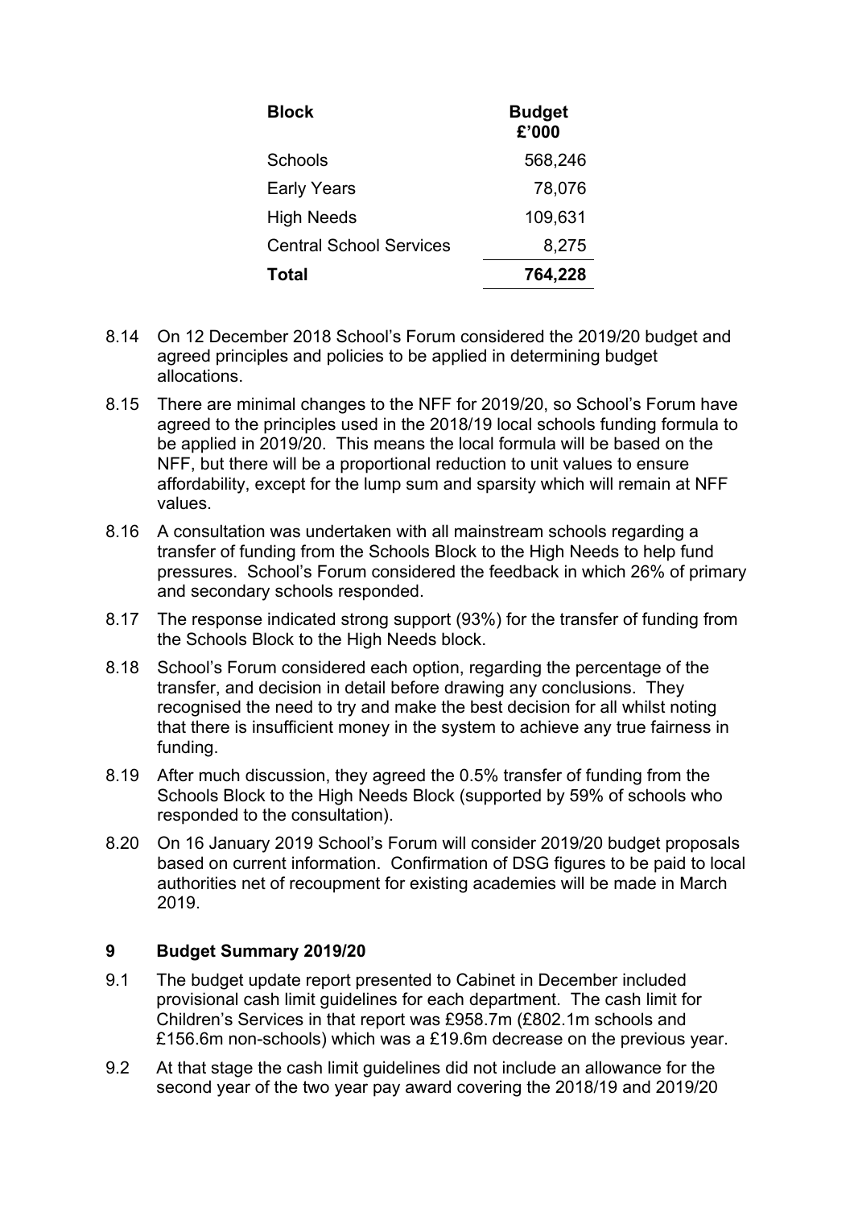| Block | Budget £'000 |
|---|---|
| Schools | 568,246 |
| Early Years | 78,076 |
| High Needs | 109,631 |
| Central School Services | 8,275 |
| **Total** | **764,228** |

8.14 On 12 December 2018 School's Forum considered the 2019/20 budget and agreed principles and policies to be applied in determining budget allocations.

8.15 There are minimal changes to the NFF for 2019/20, so School's Forum have agreed to the principles used in the 2018/19 local schools funding formula to be applied in 2019/20. This means the local formula will be based on the NFF, but there will be a proportional reduction to unit values to ensure affordability, except for the lump sum and sparsity which will remain at NFF values.

8.16 A consultation was undertaken with all mainstream schools regarding a transfer of funding from the Schools Block to the High Needs to help fund pressures. School's Forum considered the feedback in which 26% of primary and secondary schools responded.

8.17 The response indicated strong support (93%) for the transfer of funding from the Schools Block to the High Needs block.

8.18 School's Forum considered each option, regarding the percentage of the transfer, and decision in detail before drawing any conclusions. They recognised the need to try and make the best decision for all whilst noting that there is insufficient money in the system to achieve any true fairness in funding.

8.19 After much discussion, they agreed the 0.5% transfer of funding from the Schools Block to the High Needs Block (supported by 59% of schools who responded to the consultation).

8.20 On 16 January 2019 School's Forum will consider 2019/20 budget proposals based on current information. Confirmation of DSG figures to be paid to local authorities net of recoupment for existing academies will be made in March 2019.

## 9 Budget Summary 2019/20

9.1 The budget update report presented to Cabinet in December included provisional cash limit guidelines for each department. The cash limit for Children's Services in that report was £958.7m (£802.1m schools and £156.6m non-schools) which was a £19.6m decrease on the previous year.

9.2 At that stage the cash limit guidelines did not include an allowance for the second year of the two year pay award covering the 2018/19 and 2019/20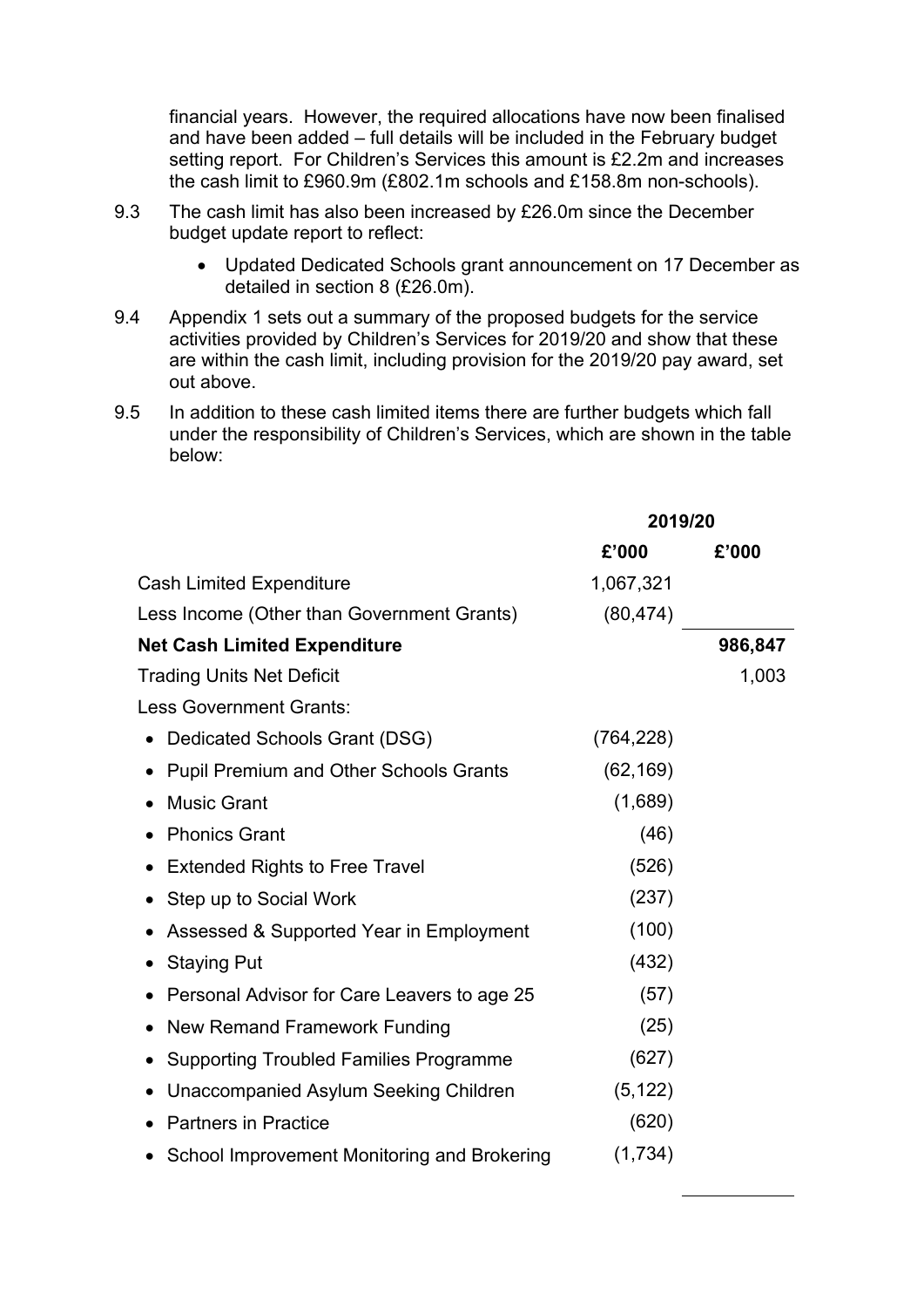financial years. However, the required allocations have now been finalised and have been added – full details will be included in the February budget setting report. For Children's Services this amount is £2.2m and increases the cash limit to £960.9m (£802.1m schools and £158.8m non-schools).

9.3 The cash limit has also been increased by £26.0m since the December budget update report to reflect:

- Updated Dedicated Schools grant announcement on 17 December as detailed in section 8 (£26.0m).

9.4 Appendix 1 sets out a summary of the proposed budgets for the service activities provided by Children's Services for 2019/20 and show that these are within the cash limit, including provision for the 2019/20 pay award, set out above.

9.5 In addition to these cash limited items there are further budgets which fall under the responsibility of Children's Services, which are shown in the table below:

| | 2019/20 | |
|---|---|---|
| | £'000 | £'000 |
| Cash Limited Expenditure | 1,067,321 | |
| Less Income (Other than Government Grants) | (80,474) | |
| **Net Cash Limited Expenditure** | | **986,847** |
| Trading Units Net Deficit | | 1,003 |
| Less Government Grants: | | |
| • Dedicated Schools Grant (DSG) | (764,228) | |
| • Pupil Premium and Other Schools Grants | (62,169) | |
| • Music Grant | (1,689) | |
| • Phonics Grant | (46) | |
| • Extended Rights to Free Travel | (526) | |
| • Step up to Social Work | (237) | |
| • Assessed & Supported Year in Employment | (100) | |
| • Staying Put | (432) | |
| • Personal Advisor for Care Leavers to age 25 | (57) | |
| • New Remand Framework Funding | (25) | |
| • Supporting Troubled Families Programme | (627) | |
| • Unaccompanied Asylum Seeking Children | (5,122) | |
| • Partners in Practice | (620) | |
| • School Improvement Monitoring and Brokering | (1,734) | |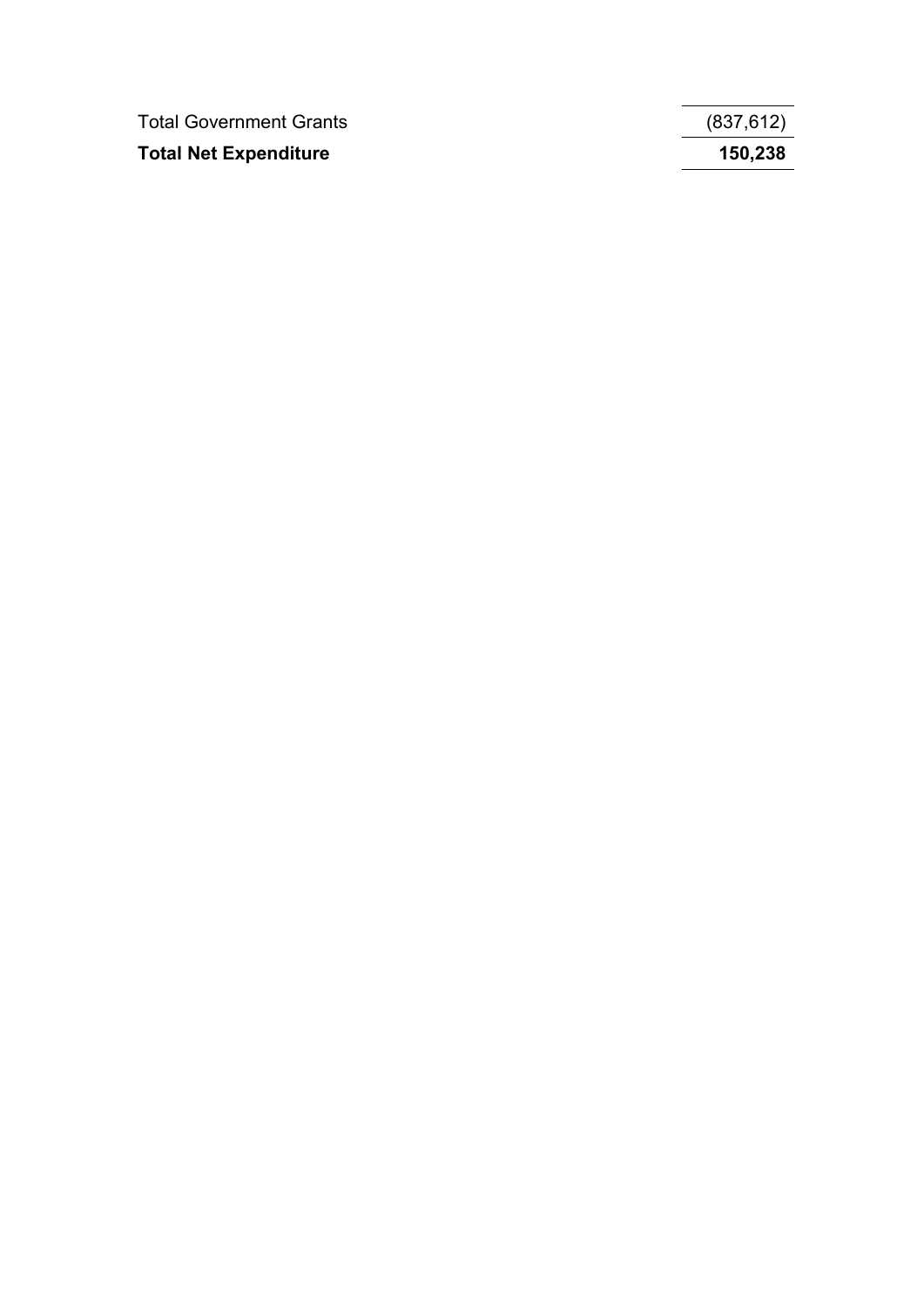| | |
|---|---|
| Total Government Grants | (837,612) |
| **Total Net Expenditure** | **150,238** |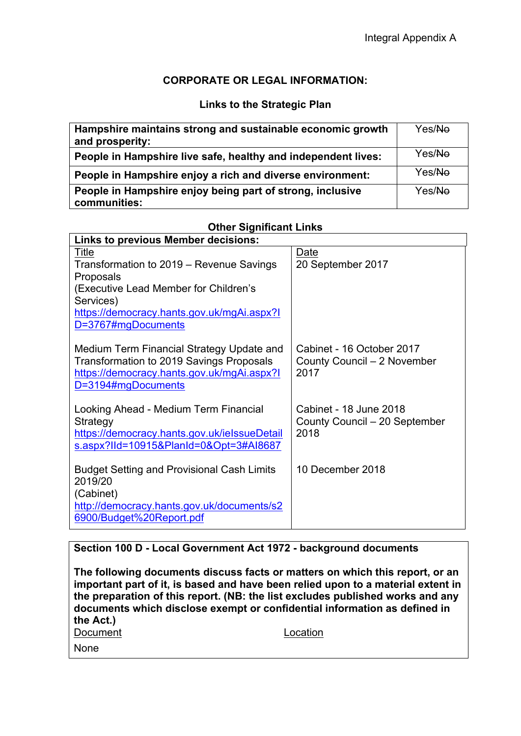Integral Appendix A

## CORPORATE OR LEGAL INFORMATION:

### Links to the Strategic Plan

| | |
|---|---|
| **Hampshire maintains strong and sustainable economic growth and prosperity:** | Yes/~~No~~ |
| **People in Hampshire live safe, healthy and independent lives:** | Yes/~~No~~ |
| **People in Hampshire enjoy a rich and diverse environment:** | Yes/~~No~~ |
| **People in Hampshire enjoy being part of strong, inclusive communities:** | Yes/~~No~~ |

### Other Significant Links

| **Links to previous Member decisions:** | |
|---|---|
| Title | Date |
| Transformation to 2019 – Revenue Savings Proposals (Executive Lead Member for Children's Services) https://democracy.hants.gov.uk/mgAi.aspx?ID=3767#mgDocuments | 20 September 2017 |
| Medium Term Financial Strategy Update and Transformation to 2019 Savings Proposals https://democracy.hants.gov.uk/mgAi.aspx?ID=3194#mgDocuments | Cabinet - 16 October 2017<br>County Council – 2 November 2017 |
| Looking Ahead - Medium Term Financial Strategy https://democracy.hants.gov.uk/ieIssueDetails.aspx?IId=10915&PlanId=0&Opt=3#AI8687 | Cabinet - 18 June 2018<br>County Council – 20 September 2018 |
| Budget Setting and Provisional Cash Limits 2019/20 (Cabinet) http://democracy.hants.gov.uk/documents/s26900/Budget%20Report.pdf | 10 December 2018 |

| **Section 100 D - Local Government Act 1972 - background documents** | |
|---|---|
| **The following documents discuss facts or matters on which this report, or an important part of it, is based and have been relied upon to a material extent in the preparation of this report. (NB: the list excludes published works and any documents which disclose exempt or confidential information as defined in the Act.)** | |
| Document | Location |
| None | |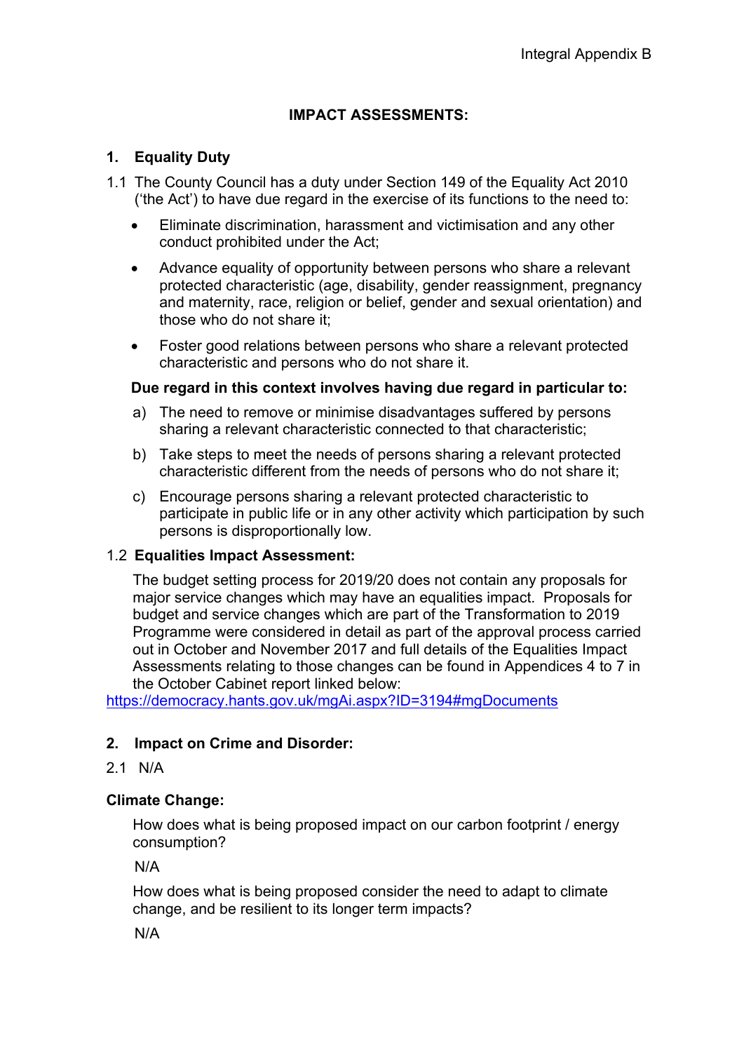Integral Appendix B

# IMPACT ASSESSMENTS:

## 1. Equality Duty

1.1 The County Council has a duty under Section 149 of the Equality Act 2010 ('the Act') to have due regard in the exercise of its functions to the need to:

- Eliminate discrimination, harassment and victimisation and any other conduct prohibited under the Act;
- Advance equality of opportunity between persons who share a relevant protected characteristic (age, disability, gender reassignment, pregnancy and maternity, race, religion or belief, gender and sexual orientation) and those who do not share it;
- Foster good relations between persons who share a relevant protected characteristic and persons who do not share it.

**Due regard in this context involves having due regard in particular to:**

a) The need to remove or minimise disadvantages suffered by persons sharing a relevant characteristic connected to that characteristic;

b) Take steps to meet the needs of persons sharing a relevant protected characteristic different from the needs of persons who do not share it;

c) Encourage persons sharing a relevant protected characteristic to participate in public life or in any other activity which participation by such persons is disproportionally low.

1.2 **Equalities Impact Assessment:**

The budget setting process for 2019/20 does not contain any proposals for major service changes which may have an equalities impact. Proposals for budget and service changes which are part of the Transformation to 2019 Programme were considered in detail as part of the approval process carried out in October and November 2017 and full details of the Equalities Impact Assessments relating to those changes can be found in Appendices 4 to 7 in the October Cabinet report linked below:
https://democracy.hants.gov.uk/mgAi.aspx?ID=3194#mgDocuments

## 2. Impact on Crime and Disorder:

2.1 N/A

**Climate Change:**

How does what is being proposed impact on our carbon footprint / energy consumption?

N/A

How does what is being proposed consider the need to adapt to climate change, and be resilient to its longer term impacts?

N/A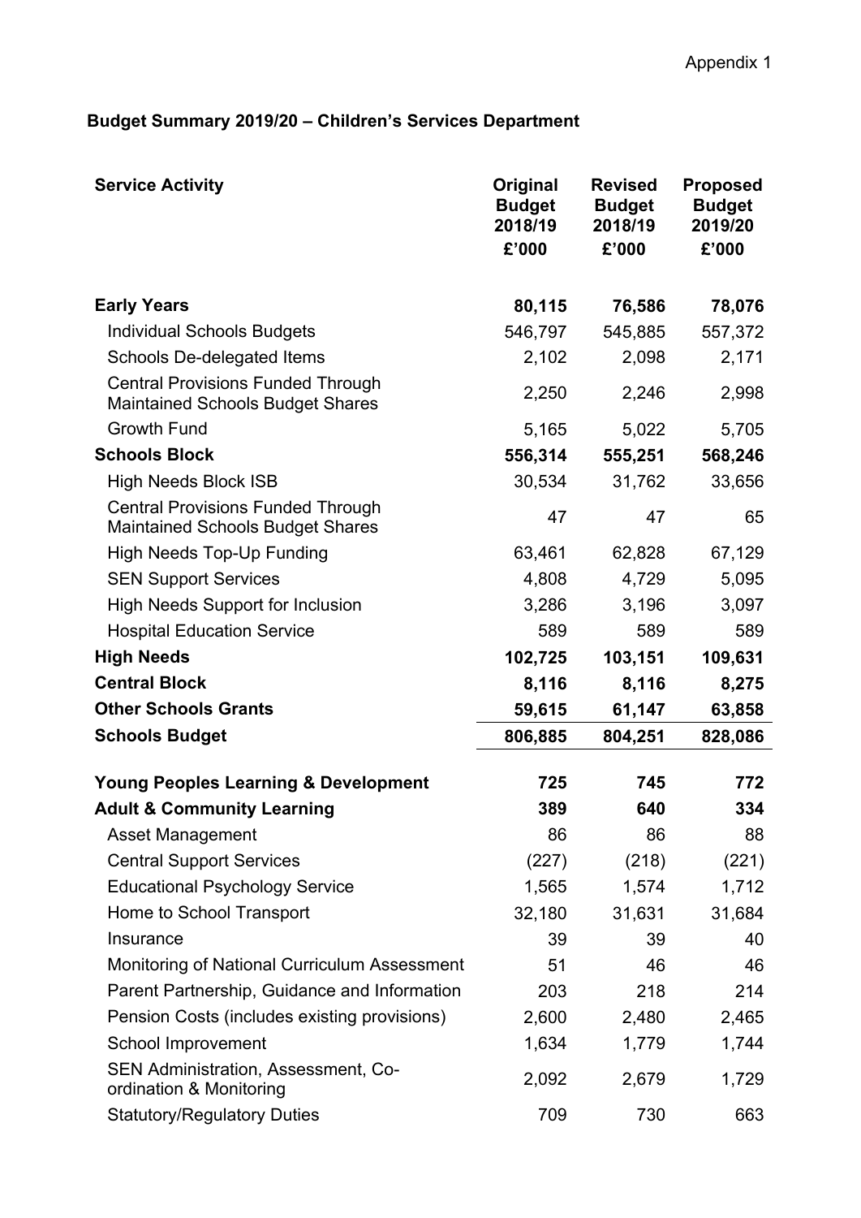Appendix 1

**Budget Summary 2019/20 – Children's Services Department**

| Service Activity | Original Budget 2018/19 £'000 | Revised Budget 2018/19 £'000 | Proposed Budget 2019/20 £'000 |
|---|---|---|---|
| **Early Years** | **80,115** | **76,586** | **78,076** |
| Individual Schools Budgets | 546,797 | 545,885 | 557,372 |
| Schools De-delegated Items | 2,102 | 2,098 | 2,171 |
| Central Provisions Funded Through Maintained Schools Budget Shares | 2,250 | 2,246 | 2,998 |
| Growth Fund | 5,165 | 5,022 | 5,705 |
| **Schools Block** | **556,314** | **555,251** | **568,246** |
| High Needs Block ISB | 30,534 | 31,762 | 33,656 |
| Central Provisions Funded Through Maintained Schools Budget Shares | 47 | 47 | 65 |
| High Needs Top-Up Funding | 63,461 | 62,828 | 67,129 |
| SEN Support Services | 4,808 | 4,729 | 5,095 |
| High Needs Support for Inclusion | 3,286 | 3,196 | 3,097 |
| Hospital Education Service | 589 | 589 | 589 |
| **High Needs** | **102,725** | **103,151** | **109,631** |
| **Central Block** | **8,116** | **8,116** | **8,275** |
| **Other Schools Grants** | **59,615** | **61,147** | **63,858** |
| **Schools Budget** | **806,885** | **804,251** | **828,086** |
| | | | |
| **Young Peoples Learning & Development** | **725** | **745** | **772** |
| **Adult & Community Learning** | **389** | **640** | **334** |
| Asset Management | 86 | 86 | 88 |
| Central Support Services | (227) | (218) | (221) |
| Educational Psychology Service | 1,565 | 1,574 | 1,712 |
| Home to School Transport | 32,180 | 31,631 | 31,684 |
| Insurance | 39 | 39 | 40 |
| Monitoring of National Curriculum Assessment | 51 | 46 | 46 |
| Parent Partnership, Guidance and Information | 203 | 218 | 214 |
| Pension Costs (includes existing provisions) | 2,600 | 2,480 | 2,465 |
| School Improvement | 1,634 | 1,779 | 1,744 |
| SEN Administration, Assessment, Co-ordination & Monitoring | 2,092 | 2,679 | 1,729 |
| Statutory/Regulatory Duties | 709 | 730 | 663 |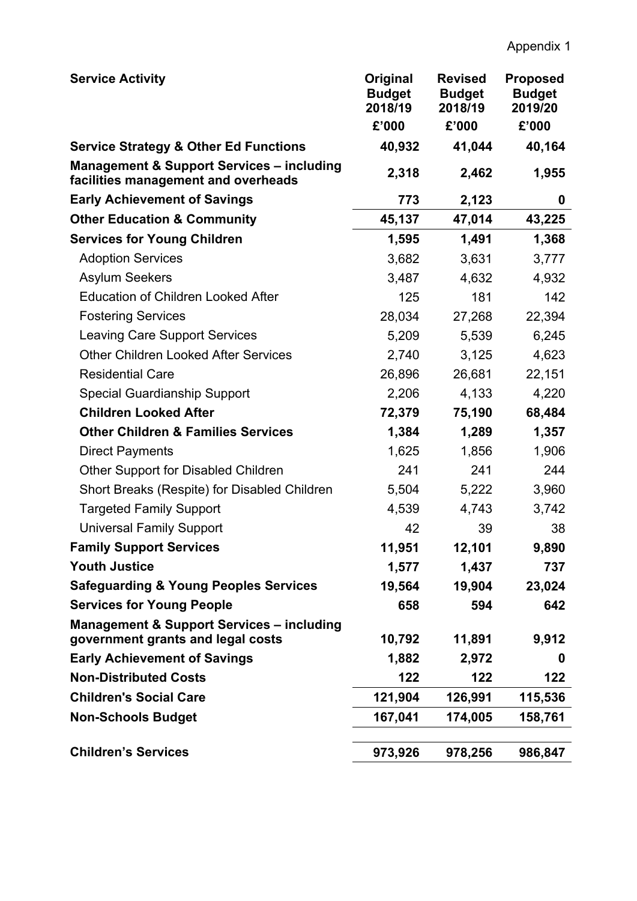Appendix 1

| Service Activity | Original Budget 2018/19 £'000 | Revised Budget 2018/19 £'000 | Proposed Budget 2019/20 £'000 |
|---|---|---|---|
| **Service Strategy & Other Ed Functions** | **40,932** | **41,044** | **40,164** |
| **Management & Support Services – including facilities management and overheads** | **2,318** | **2,462** | **1,955** |
| **Early Achievement of Savings** | **773** | **2,123** | **0** |
| **Other Education & Community** | **45,137** | **47,014** | **43,225** |
| **Services for Young Children** | **1,595** | **1,491** | **1,368** |
| Adoption Services | 3,682 | 3,631 | 3,777 |
| Asylum Seekers | 3,487 | 4,632 | 4,932 |
| Education of Children Looked After | 125 | 181 | 142 |
| Fostering Services | 28,034 | 27,268 | 22,394 |
| Leaving Care Support Services | 5,209 | 5,539 | 6,245 |
| Other Children Looked After Services | 2,740 | 3,125 | 4,623 |
| Residential Care | 26,896 | 26,681 | 22,151 |
| Special Guardianship Support | 2,206 | 4,133 | 4,220 |
| **Children Looked After** | **72,379** | **75,190** | **68,484** |
| **Other Children & Families Services** | **1,384** | **1,289** | **1,357** |
| Direct Payments | 1,625 | 1,856 | 1,906 |
| Other Support for Disabled Children | 241 | 241 | 244 |
| Short Breaks (Respite) for Disabled Children | 5,504 | 5,222 | 3,960 |
| Targeted Family Support | 4,539 | 4,743 | 3,742 |
| Universal Family Support | 42 | 39 | 38 |
| **Family Support Services** | **11,951** | **12,101** | **9,890** |
| **Youth Justice** | **1,577** | **1,437** | **737** |
| **Safeguarding & Young Peoples Services** | **19,564** | **19,904** | **23,024** |
| **Services for Young People** | **658** | **594** | **642** |
| **Management & Support Services – including government grants and legal costs** | **10,792** | **11,891** | **9,912** |
| **Early Achievement of Savings** | **1,882** | **2,972** | **0** |
| **Non-Distributed Costs** | **122** | **122** | **122** |
| **Children's Social Care** | **121,904** | **126,991** | **115,536** |
| **Non-Schools Budget** | **167,041** | **174,005** | **158,761** |
| **Children's Services** | **973,926** | **978,256** | **986,847** |